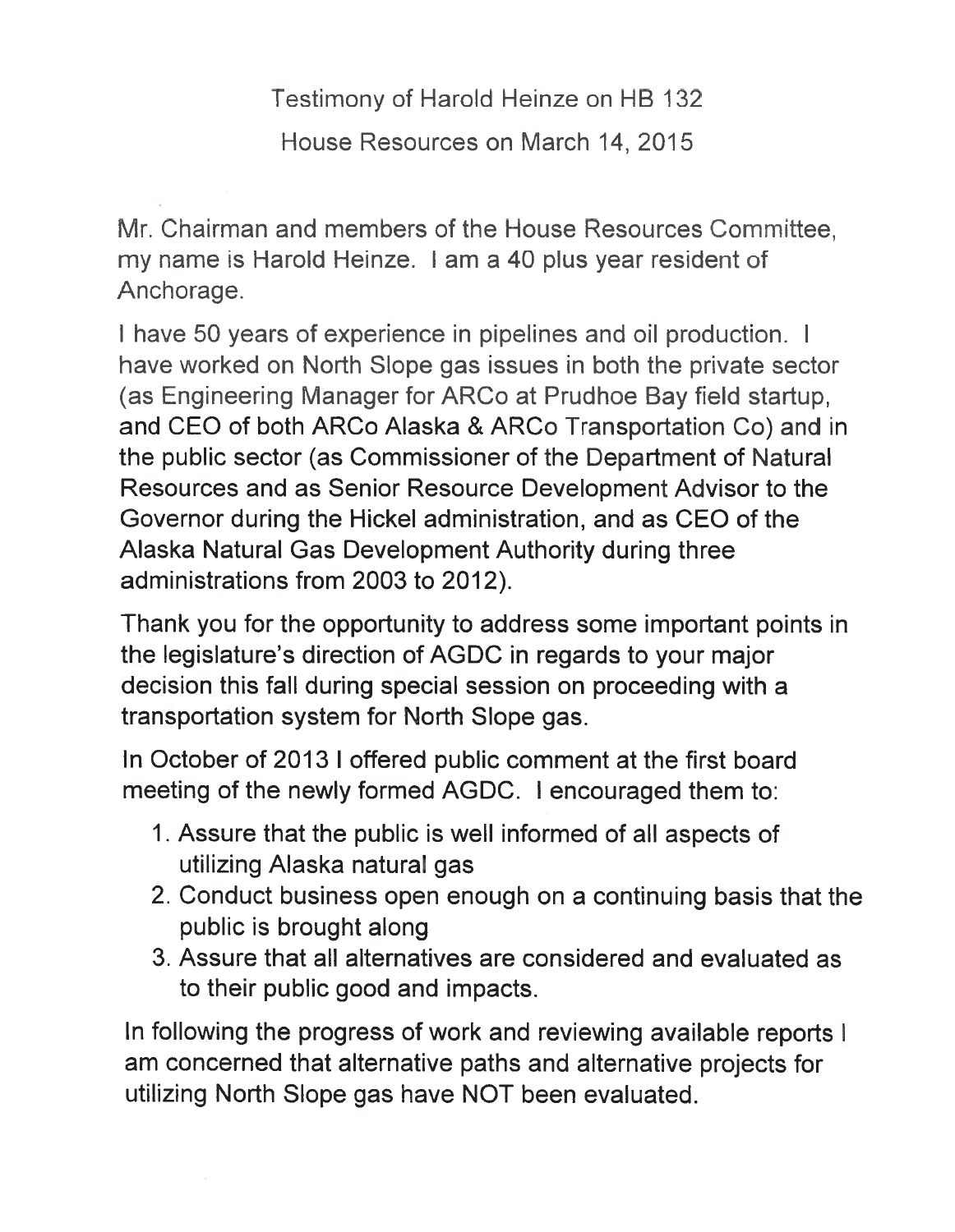# Testimony of Harold Heinze on HB 132

## House Resources on March 14, 2015

Mr. Chairman and members of the House Resources Committee, my name is Harold Heinze. I am a 40 plus year resident of Anchorage.

I have 50 years of experience in pipelines and oil production. I have worked on North Slope gas issues in both the private sector (as Engineering Manager for ARCo at Prudhoe Bay field startup, and CEO of both ARCo Alaska & ARCo Transportation Co) and in the public sector (as Commissioner of the Department of Natural Resources and as Senior Resource Development Advisor to the Governor during the Hickel administration, and as CEO of the Alaska Natural Gas Development Authority during three administrations from 2003 to 2012).

Thank you for the opportunity to address some important points in the legislature's direction of AGDC in regards to your major decision this fall during special session on proceeding with a transportation system for North Slope gas.

In October of 2013 I offered public comment at the first board meeting of the newly formed AGDC. I encouraged them to:

1. Assure that the public is well informed of all aspects of utilizing Alaska natural gas
2. Conduct business open enough on a continuing basis that the public is brought along
3. Assure that all alternatives are considered and evaluated as to their public good and impacts.

In following the progress of work and reviewing available reports I am concerned that alternative paths and alternative projects for utilizing North Slope gas have NOT been evaluated.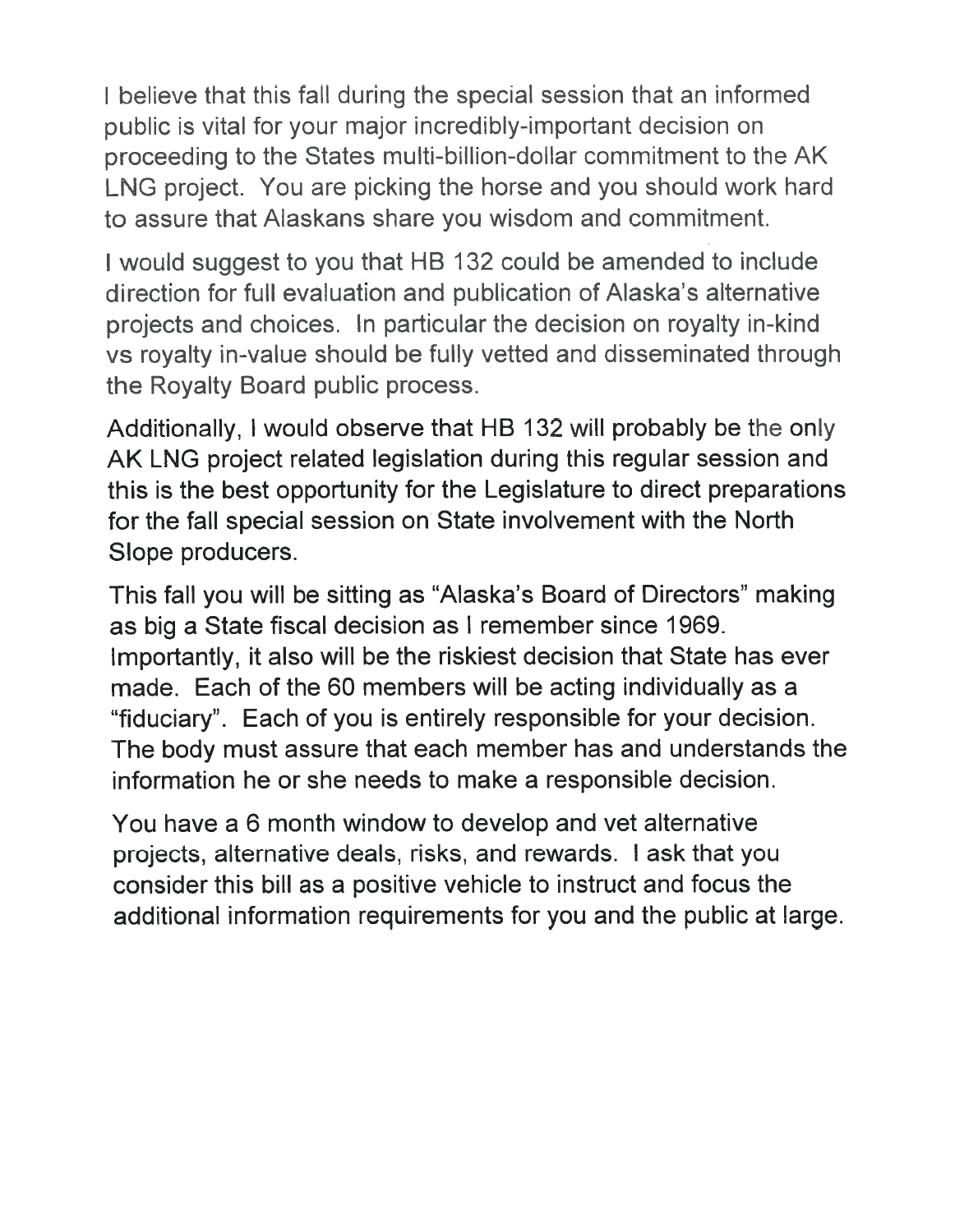I believe that this fall during the special session that an informed public is vital for your major incredibly-important decision on proceeding to the States multi-billion-dollar commitment to the AK LNG project. You are picking the horse and you should work hard to assure that Alaskans share you wisdom and commitment.

I would suggest to you that HB 132 could be amended to include direction for full evaluation and publication of Alaska's alternative projects and choices. In particular the decision on royalty in-kind vs royalty in-value should be fully vetted and disseminated through the Royalty Board public process.

Additionally, I would observe that HB 132 will probably be the only AK LNG project related legislation during this regular session and this is the best opportunity for the Legislature to direct preparations for the fall special session on State involvement with the North Slope producers.

This fall you will be sitting as "Alaska's Board of Directors" making as big a State fiscal decision as I remember since 1969. Importantly, it also will be the riskiest decision that State has ever made. Each of the 60 members will be acting individually as a "fiduciary". Each of you is entirely responsible for your decision. The body must assure that each member has and understands the information he or she needs to make a responsible decision.

You have a 6 month window to develop and vet alternative projects, alternative deals, risks, and rewards. I ask that you consider this bill as a positive vehicle to instruct and focus the additional information requirements for you and the public at large.